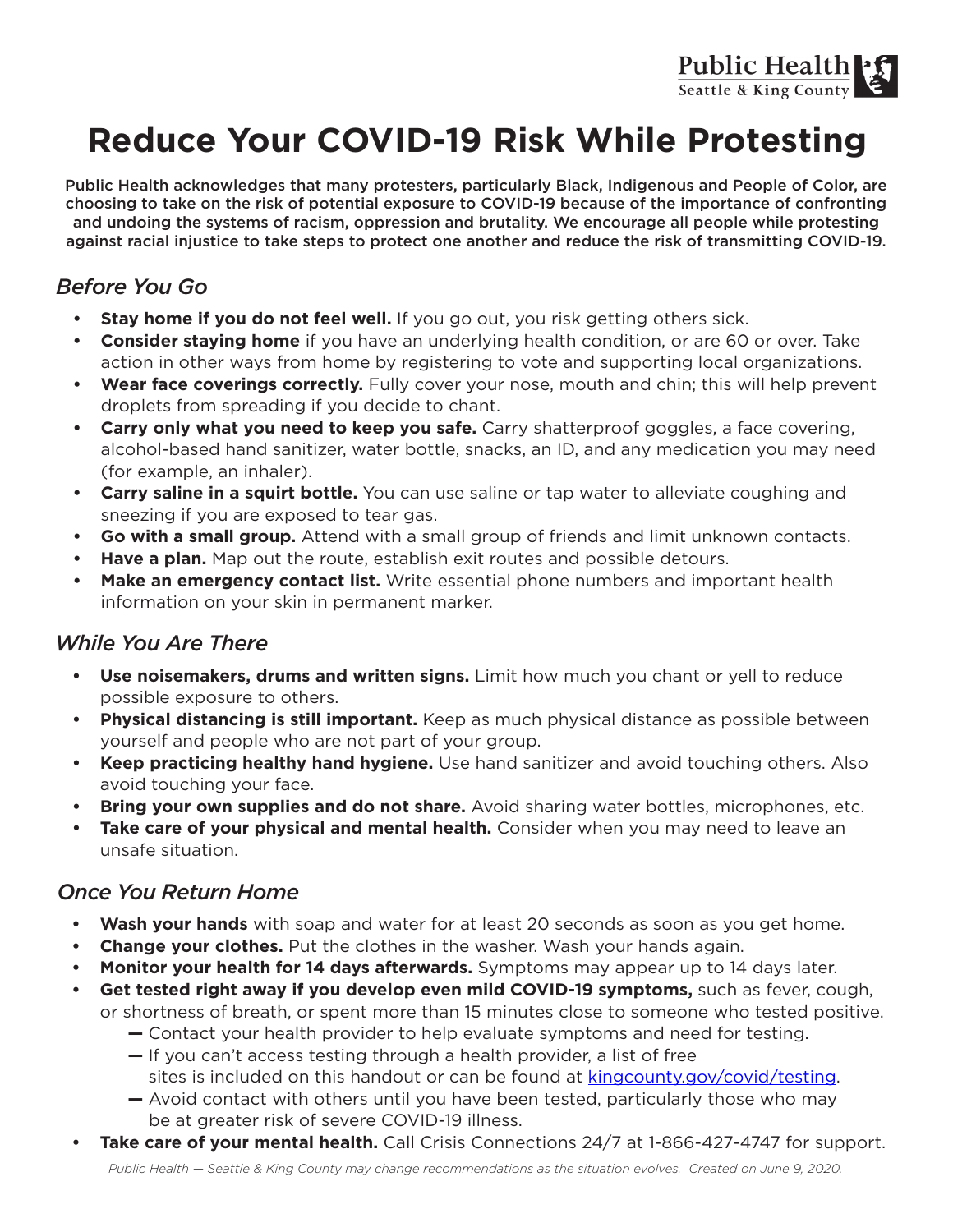# Reduce Your COVID-19 Risk While Protesting

**Public Health acknowledges that many protesters, particularly Black, Indigenous and People of Color, are choosing to take on the risk of potential exposure to COVID-19 because of the importance of confronting and undoing the systems of racism, oppression and brutality. We encourage all people while protesting against racial injustice to take steps to protect one another and reduce the risk of transmitting COVID-19.**

## *Before You Go*

- **Stay home if you do not feel well.** If you go out, you risk getting others sick.
- **Consider staying home** if you have an underlying health condition, or are 60 or over. Take action in other ways from home by registering to vote and supporting local organizations.
- **Wear face coverings correctly.** Fully cover your nose, mouth and chin; this will help prevent droplets from spreading if you decide to chant.
- **Carry only what you need to keep you safe.** Carry shatterproof goggles, a face covering, alcohol-based hand sanitizer, water bottle, snacks, an ID, and any medication you may need (for example, an inhaler).
- **Carry saline in a squirt bottle.** You can use saline or tap water to alleviate coughing and sneezing if you are exposed to tear gas.
- **Go with a small group.** Attend with a small group of friends and limit unknown contacts.
- **Have a plan.** Map out the route, establish exit routes and possible detours.
- **Make an emergency contact list.** Write essential phone numbers and important health information on your skin in permanent marker.

## *While You Are There*

- **Use noisemakers, drums and written signs.** Limit how much you chant or yell to reduce possible exposure to others.
- **Physical distancing is still important.** Keep as much physical distance as possible between yourself and people who are not part of your group.
- **Keep practicing healthy hand hygiene.** Use hand sanitizer and avoid touching others. Also avoid touching your face.
- **Bring your own supplies and do not share.** Avoid sharing water bottles, microphones, etc.
- **Take care of your physical and mental health.** Consider when you may need to leave an unsafe situation.

## *Once You Return Home*

- **Wash your hands** with soap and water for at least 20 seconds as soon as you get home.
- **Change your clothes.** Put the clothes in the washer. Wash your hands again.
- **Monitor your health for 14 days afterwards.** Symptoms may appear up to 14 days later.
- **Get tested right away if you develop even mild COVID-19 symptoms,** such as fever, cough, or shortness of breath, or spent more than 15 minutes close to someone who tested positive.
  - Contact your health provider to help evaluate symptoms and need for testing.
  - If you can't access testing through a health provider, a list of free sites is included on this handout or can be found at kingcounty.gov/covid/testing.
  - Avoid contact with others until you have been tested, particularly those who may be at greater risk of severe COVID-19 illness.
- **Take care of your mental health.** Call Crisis Connections 24/7 at 1-866-427-4747 for support.

*Public Health — Seattle & King County may change recommendations as the situation evolves. Created on June 9, 2020.*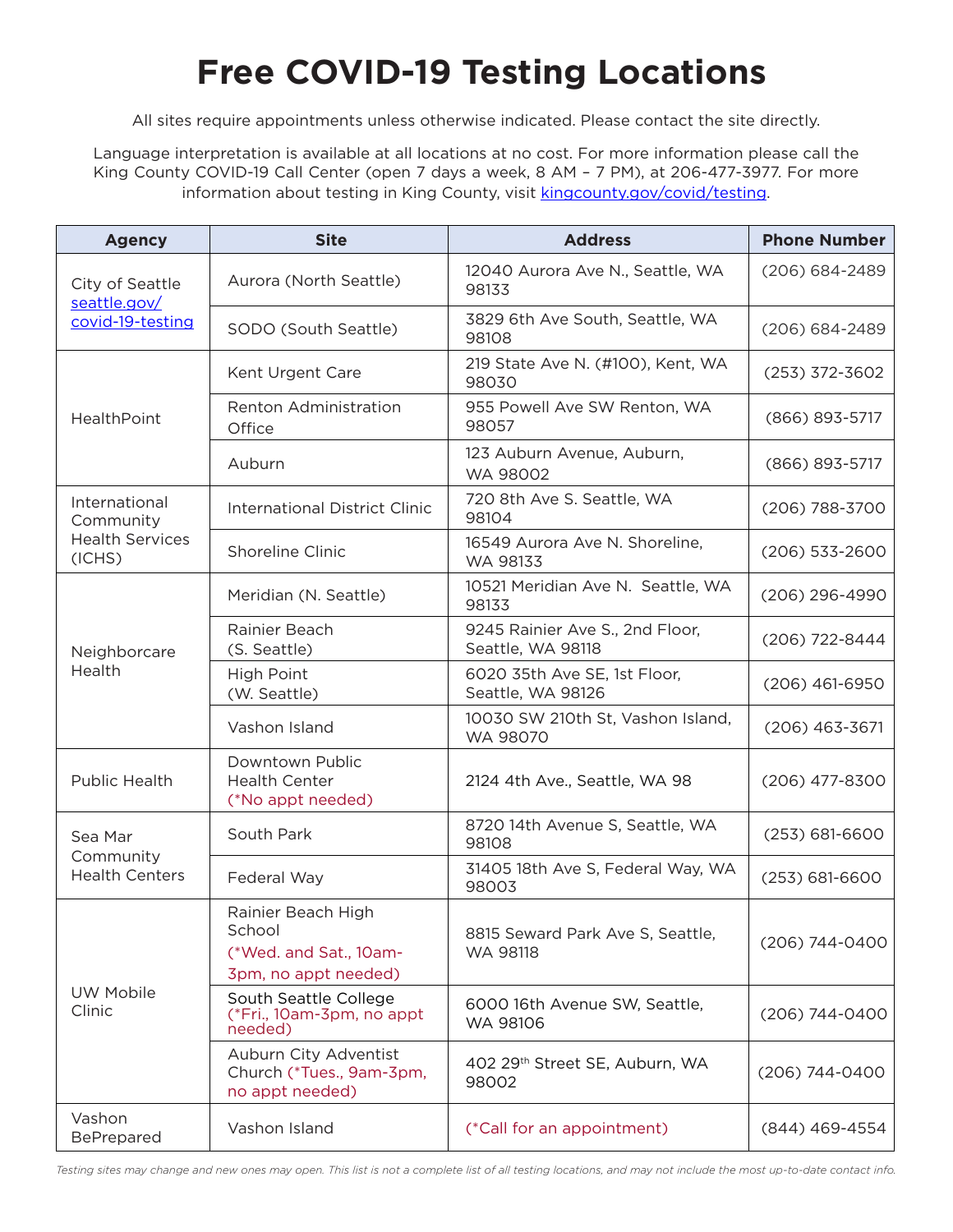# Free COVID-19 Testing Locations

All sites require appointments unless otherwise indicated. Please contact the site directly.

Language interpretation is available at all locations at no cost. For more information please call the King County COVID-19 Call Center (open 7 days a week, 8 AM – 7 PM), at 206-477-3977. For more information about testing in King County, visit [kingcounty.gov/covid/testing](kingcounty.gov/covid/testing).

| Agency | Site | Address | Phone Number |
|---|---|---|---|
| City of Seattle [seattle.gov/covid-19-testing](seattle.gov/covid-19-testing) | Aurora (North Seattle) | 12040 Aurora Ave N., Seattle, WA 98133 | (206) 684-2489 |
| | SODO (South Seattle) | 3829 6th Ave South, Seattle, WA 98108 | (206) 684-2489 |
| HealthPoint | Kent Urgent Care | 219 State Ave N. (#100), Kent, WA 98030 | (253) 372-3602 |
| | Renton Administration Office | 955 Powell Ave SW Renton, WA 98057 | (866) 893-5717 |
| | Auburn | 123 Auburn Avenue, Auburn, WA 98002 | (866) 893-5717 |
| International Community Health Services (ICHS) | International District Clinic | 720 8th Ave S. Seattle, WA 98104 | (206) 788-3700 |
| | Shoreline Clinic | 16549 Aurora Ave N. Shoreline, WA 98133 | (206) 533-2600 |
| Neighborcare Health | Meridian (N. Seattle) | 10521 Meridian Ave N. Seattle, WA 98133 | (206) 296-4990 |
| | Rainier Beach (S. Seattle) | 9245 Rainier Ave S., 2nd Floor, Seattle, WA 98118 | (206) 722-8444 |
| | High Point (W. Seattle) | 6020 35th Ave SE, 1st Floor, Seattle, WA 98126 | (206) 461-6950 |
| | Vashon Island | 10030 SW 210th St, Vashon Island, WA 98070 | (206) 463-3671 |
| Public Health | Downtown Public Health Center (*No appt needed) | 2124 4th Ave., Seattle, WA 98 | (206) 477-8300 |
| Sea Mar Community Health Centers | South Park | 8720 14th Avenue S, Seattle, WA 98108 | (253) 681-6600 |
| | Federal Way | 31405 18th Ave S, Federal Way, WA 98003 | (253) 681-6600 |
| UW Mobile Clinic | Rainier Beach High School (*Wed. and Sat., 10am-3pm, no appt needed) | 8815 Seward Park Ave S, Seattle, WA 98118 | (206) 744-0400 |
| | South Seattle College (*Fri., 10am-3pm, no appt needed) | 6000 16th Avenue SW, Seattle, WA 98106 | (206) 744-0400 |
| | Auburn City Adventist Church (*Tues., 9am-3pm, no appt needed) | 402 29th Street SE, Auburn, WA 98002 | (206) 744-0400 |
| Vashon BePrepared | Vashon Island | (*Call for an appointment) | (844) 469-4554 |

*Testing sites may change and new ones may open. This list is not a complete list of all testing locations, and may not include the most up-to-date contact info.*